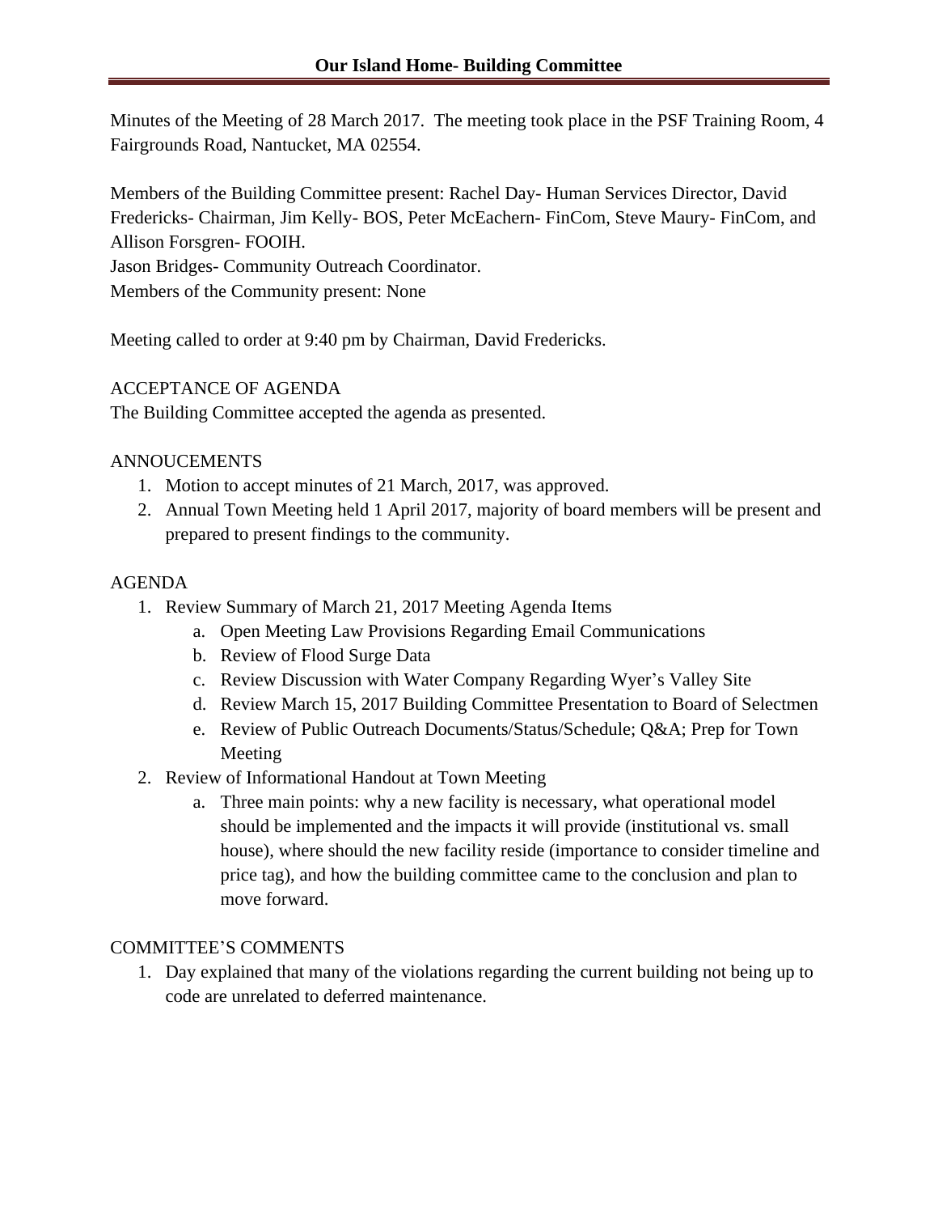# Our Island Home- Building Committee

Minutes of the Meeting of 28 March 2017. The meeting took place in the PSF Training Room, 4 Fairgrounds Road, Nantucket, MA 02554.

Members of the Building Committee present: Rachel Day- Human Services Director, David Fredericks- Chairman, Jim Kelly- BOS, Peter McEachern- FinCom, Steve Maury- FinCom, and Allison Forsgren- FOOIH.
Jason Bridges- Community Outreach Coordinator.
Members of the Community present: None

Meeting called to order at 9:40 pm by Chairman, David Fredericks.

ACCEPTANCE OF AGENDA
The Building Committee accepted the agenda as presented.

ANNOUCEMENTS

1. Motion to accept minutes of 21 March, 2017, was approved.
2. Annual Town Meeting held 1 April 2017, majority of board members will be present and prepared to present findings to the community.

AGENDA

1. Review Summary of March 21, 2017 Meeting Agenda Items
   a. Open Meeting Law Provisions Regarding Email Communications
   b. Review of Flood Surge Data
   c. Review Discussion with Water Company Regarding Wyer's Valley Site
   d. Review March 15, 2017 Building Committee Presentation to Board of Selectmen
   e. Review of Public Outreach Documents/Status/Schedule; Q&A; Prep for Town Meeting
2. Review of Informational Handout at Town Meeting
   a. Three main points: why a new facility is necessary, what operational model should be implemented and the impacts it will provide (institutional vs. small house), where should the new facility reside (importance to consider timeline and price tag), and how the building committee came to the conclusion and plan to move forward.

COMMITTEE'S COMMENTS

1. Day explained that many of the violations regarding the current building not being up to code are unrelated to deferred maintenance.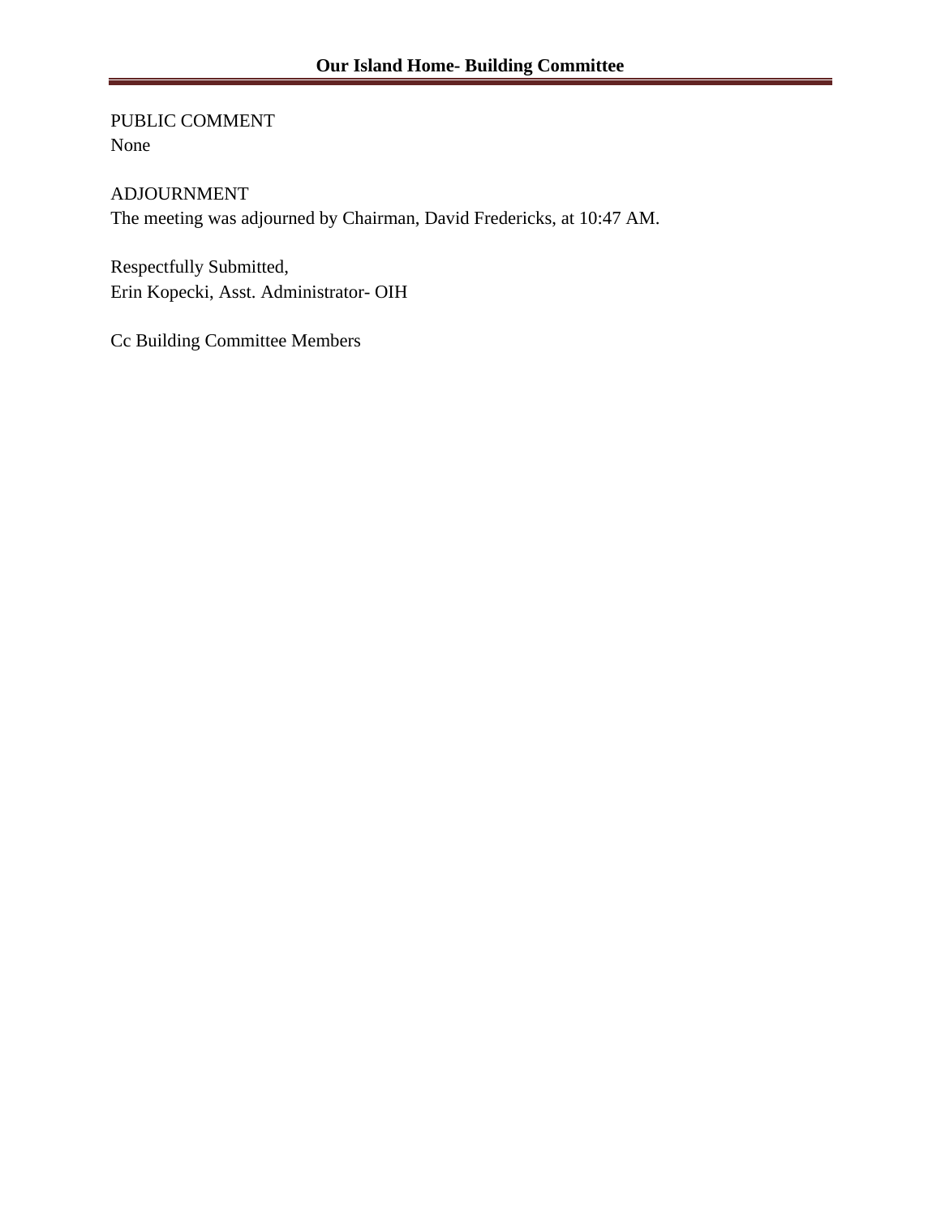PUBLIC COMMENT
None

ADJOURNMENT
The meeting was adjourned by Chairman, David Fredericks, at 10:47 AM.

Respectfully Submitted,
Erin Kopecki, Asst. Administrator- OIH

Cc Building Committee Members